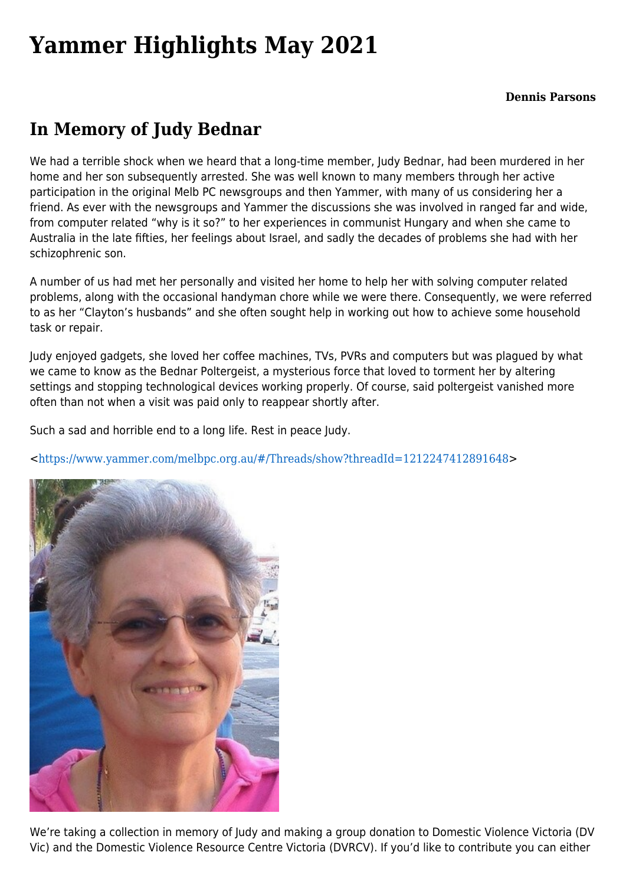# Yammer Highlights May 2021

**Dennis Parsons**

## In Memory of Judy Bednar

We had a terrible shock when we heard that a long-time member, Judy Bednar, had been murdered in her home and her son subsequently arrested. She was well known to many members through her active participation in the original Melb PC newsgroups and then Yammer, with many of us considering her a friend. As ever with the newsgroups and Yammer the discussions she was involved in ranged far and wide, from computer related "why is it so?" to her experiences in communist Hungary and when she came to Australia in the late fifties, her feelings about Israel, and sadly the decades of problems she had with her schizophrenic son.

A number of us had met her personally and visited her home to help her with solving computer related problems, along with the occasional handyman chore while we were there. Consequently, we were referred to as her "Clayton's husbands" and she often sought help in working out how to achieve some household task or repair.

Judy enjoyed gadgets, she loved her coffee machines, TVs, PVRs and computers but was plagued by what we came to know as the Bednar Poltergeist, a mysterious force that loved to torment her by altering settings and stopping technological devices working properly. Of course, said poltergeist vanished more often than not when a visit was paid only to reappear shortly after.

Such a sad and horrible end to a long life. Rest in peace Judy.

<https://www.yammer.com/melbpc.org.au/#/Threads/show?threadId=1212247412891648>

We're taking a collection in memory of Judy and making a group donation to Domestic Violence Victoria (DV Vic) and the Domestic Violence Resource Centre Victoria (DVRCV). If you'd like to contribute you can either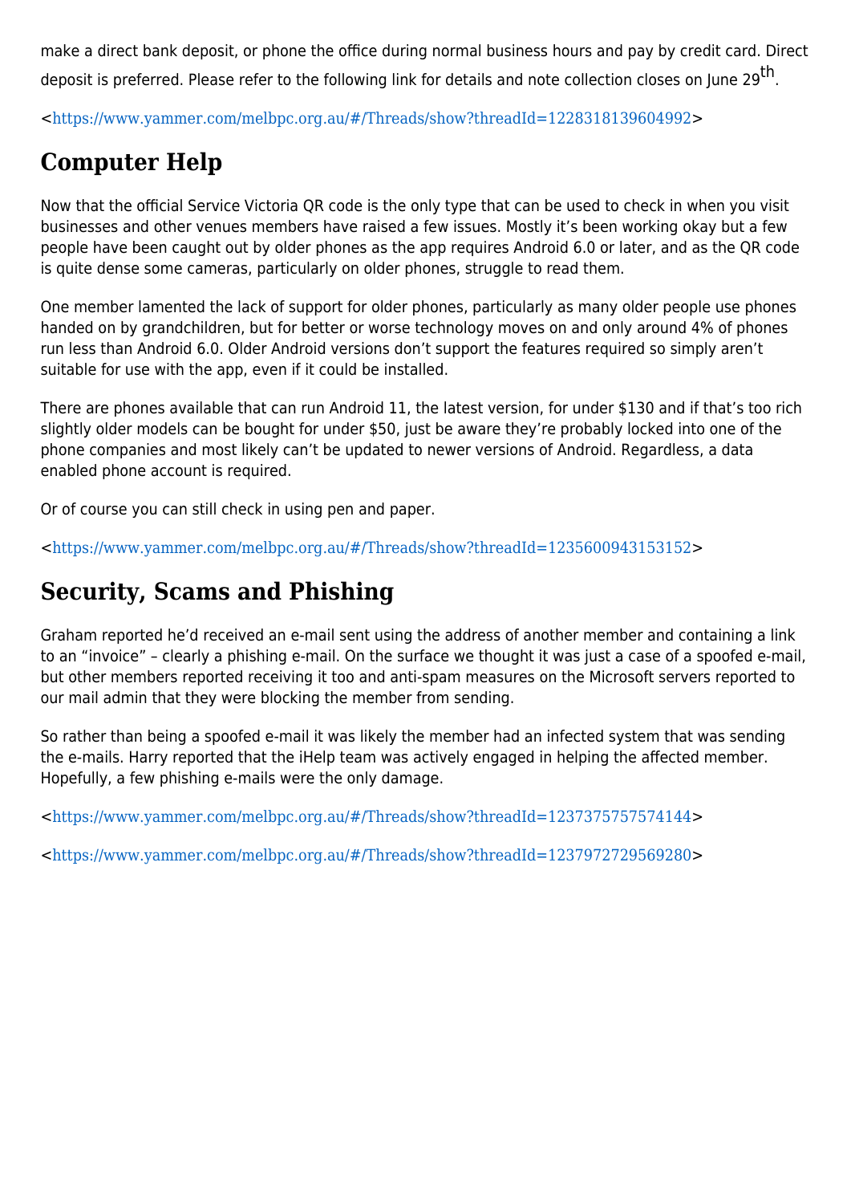make a direct bank deposit, or phone the office during normal business hours and pay by credit card. Direct deposit is preferred. Please refer to the following link for details and note collection closes on June 29th.

<https://www.yammer.com/melbpc.org.au/#/Threads/show?threadId=1228318139604992>

## Computer Help

Now that the official Service Victoria QR code is the only type that can be used to check in when you visit businesses and other venues members have raised a few issues. Mostly it's been working okay but a few people have been caught out by older phones as the app requires Android 6.0 or later, and as the QR code is quite dense some cameras, particularly on older phones, struggle to read them.

One member lamented the lack of support for older phones, particularly as many older people use phones handed on by grandchildren, but for better or worse technology moves on and only around 4% of phones run less than Android 6.0. Older Android versions don't support the features required so simply aren't suitable for use with the app, even if it could be installed.

There are phones available that can run Android 11, the latest version, for under $130 and if that's too rich slightly older models can be bought for under $50, just be aware they're probably locked into one of the phone companies and most likely can't be updated to newer versions of Android. Regardless, a data enabled phone account is required.

Or of course you can still check in using pen and paper.

<https://www.yammer.com/melbpc.org.au/#/Threads/show?threadId=1235600943153152>

## Security, Scams and Phishing

Graham reported he'd received an e-mail sent using the address of another member and containing a link to an "invoice" – clearly a phishing e-mail. On the surface we thought it was just a case of a spoofed e-mail, but other members reported receiving it too and anti-spam measures on the Microsoft servers reported to our mail admin that they were blocking the member from sending.

So rather than being a spoofed e-mail it was likely the member had an infected system that was sending the e-mails. Harry reported that the iHelp team was actively engaged in helping the affected member. Hopefully, a few phishing e-mails were the only damage.

<https://www.yammer.com/melbpc.org.au/#/Threads/show?threadId=1237375757574144>

<https://www.yammer.com/melbpc.org.au/#/Threads/show?threadId=1237972729569280>